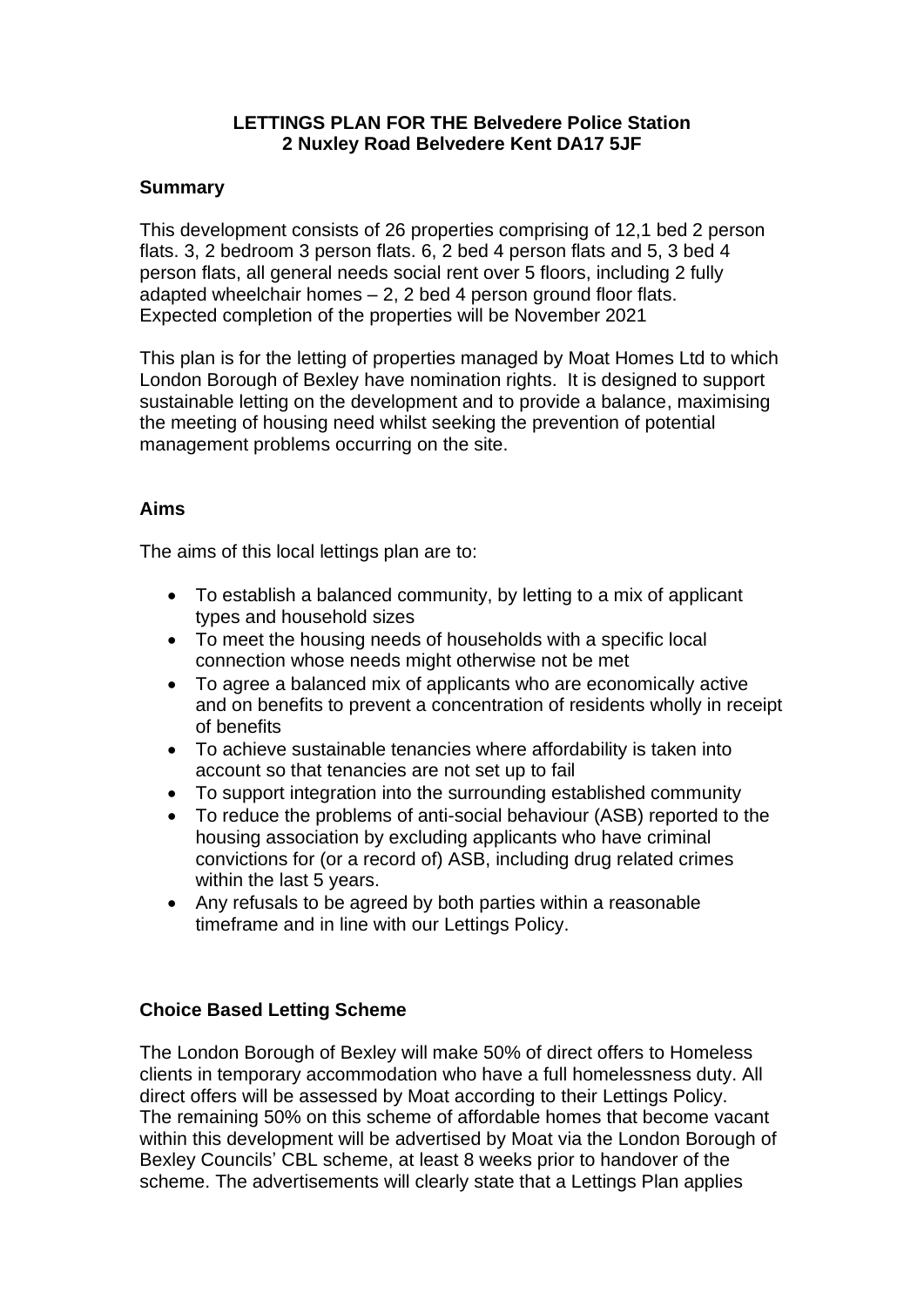# LETTINGS PLAN FOR THE Belvedere Police Station
# 2 Nuxley Road Belvedere Kent DA17 5JF

## Summary

This development consists of 26 properties comprising of 12,1 bed 2 person flats. 3, 2 bedroom 3 person flats. 6, 2 bed 4 person flats and 5, 3 bed 4 person flats, all general needs social rent over 5 floors, including 2 fully adapted wheelchair homes – 2, 2 bed 4 person ground floor flats.
Expected completion of the properties will be November 2021

This plan is for the letting of properties managed by Moat Homes Ltd to which London Borough of Bexley have nomination rights. It is designed to support sustainable letting on the development and to provide a balance, maximising the meeting of housing need whilst seeking the prevention of potential management problems occurring on the site.

## Aims

The aims of this local lettings plan are to:

- To establish a balanced community, by letting to a mix of applicant types and household sizes
- To meet the housing needs of households with a specific local connection whose needs might otherwise not be met
- To agree a balanced mix of applicants who are economically active and on benefits to prevent a concentration of residents wholly in receipt of benefits
- To achieve sustainable tenancies where affordability is taken into account so that tenancies are not set up to fail
- To support integration into the surrounding established community
- To reduce the problems of anti-social behaviour (ASB) reported to the housing association by excluding applicants who have criminal convictions for (or a record of) ASB, including drug related crimes within the last 5 years.
- Any refusals to be agreed by both parties within a reasonable timeframe and in line with our Lettings Policy.

## Choice Based Letting Scheme

The London Borough of Bexley will make 50% of direct offers to Homeless clients in temporary accommodation who have a full homelessness duty. All direct offers will be assessed by Moat according to their Lettings Policy.
The remaining 50% on this scheme of affordable homes that become vacant within this development will be advertised by Moat via the London Borough of Bexley Councils' CBL scheme, at least 8 weeks prior to handover of the scheme. The advertisements will clearly state that a Lettings Plan applies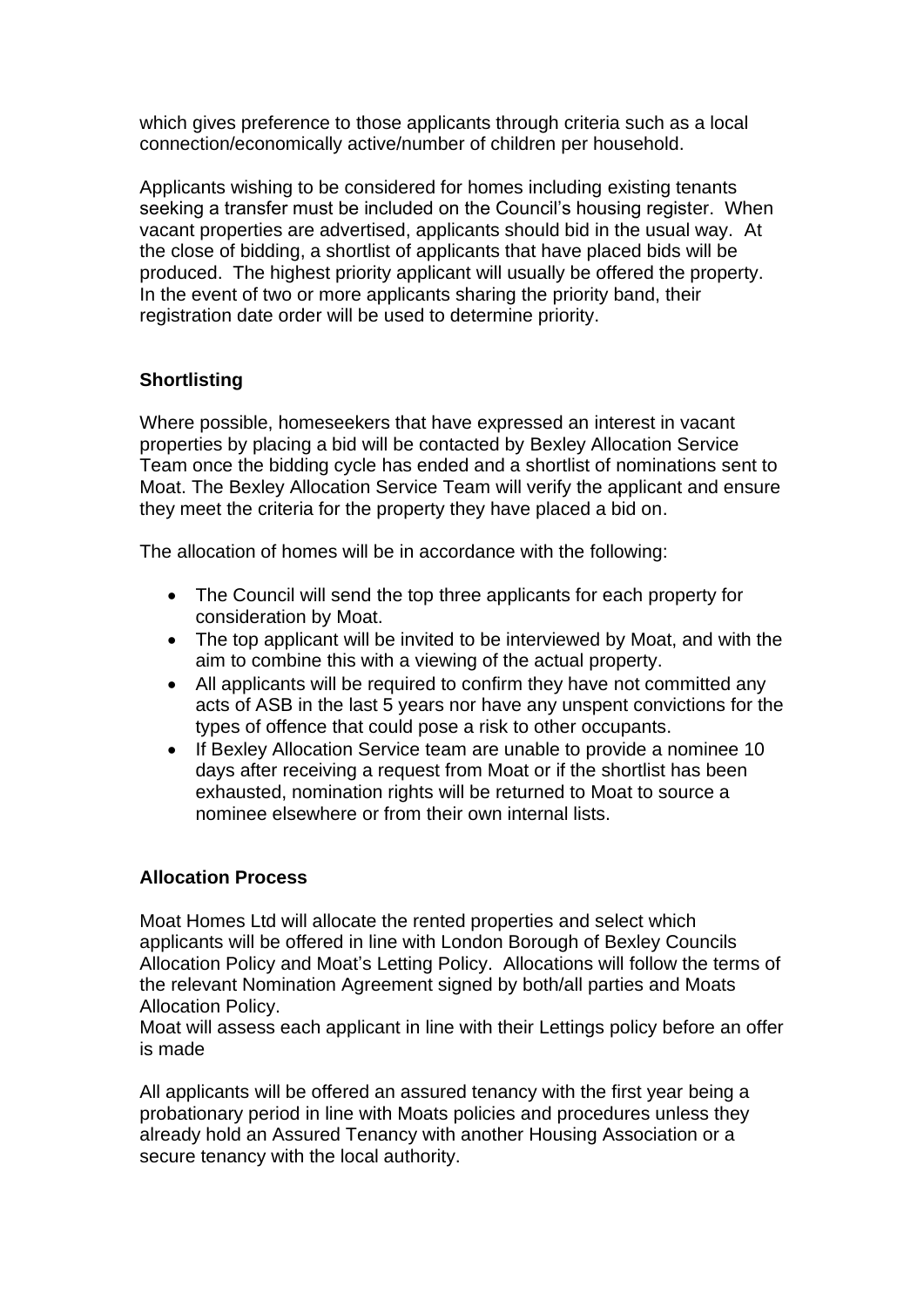which gives preference to those applicants through criteria such as a local connection/economically active/number of children per household.

Applicants wishing to be considered for homes including existing tenants seeking a transfer must be included on the Council's housing register. When vacant properties are advertised, applicants should bid in the usual way. At the close of bidding, a shortlist of applicants that have placed bids will be produced. The highest priority applicant will usually be offered the property. In the event of two or more applicants sharing the priority band, their registration date order will be used to determine priority.

**Shortlisting**

Where possible, homeseekers that have expressed an interest in vacant properties by placing a bid will be contacted by Bexley Allocation Service Team once the bidding cycle has ended and a shortlist of nominations sent to Moat. The Bexley Allocation Service Team will verify the applicant and ensure they meet the criteria for the property they have placed a bid on.

The allocation of homes will be in accordance with the following:

- The Council will send the top three applicants for each property for consideration by Moat.
- The top applicant will be invited to be interviewed by Moat, and with the aim to combine this with a viewing of the actual property.
- All applicants will be required to confirm they have not committed any acts of ASB in the last 5 years nor have any unspent convictions for the types of offence that could pose a risk to other occupants.
- If Bexley Allocation Service team are unable to provide a nominee 10 days after receiving a request from Moat or if the shortlist has been exhausted, nomination rights will be returned to Moat to source a nominee elsewhere or from their own internal lists.

**Allocation Process**

Moat Homes Ltd will allocate the rented properties and select which applicants will be offered in line with London Borough of Bexley Councils Allocation Policy and Moat's Letting Policy. Allocations will follow the terms of the relevant Nomination Agreement signed by both/all parties and Moats Allocation Policy.
Moat will assess each applicant in line with their Lettings policy before an offer is made

All applicants will be offered an assured tenancy with the first year being a probationary period in line with Moats policies and procedures unless they already hold an Assured Tenancy with another Housing Association or a secure tenancy with the local authority.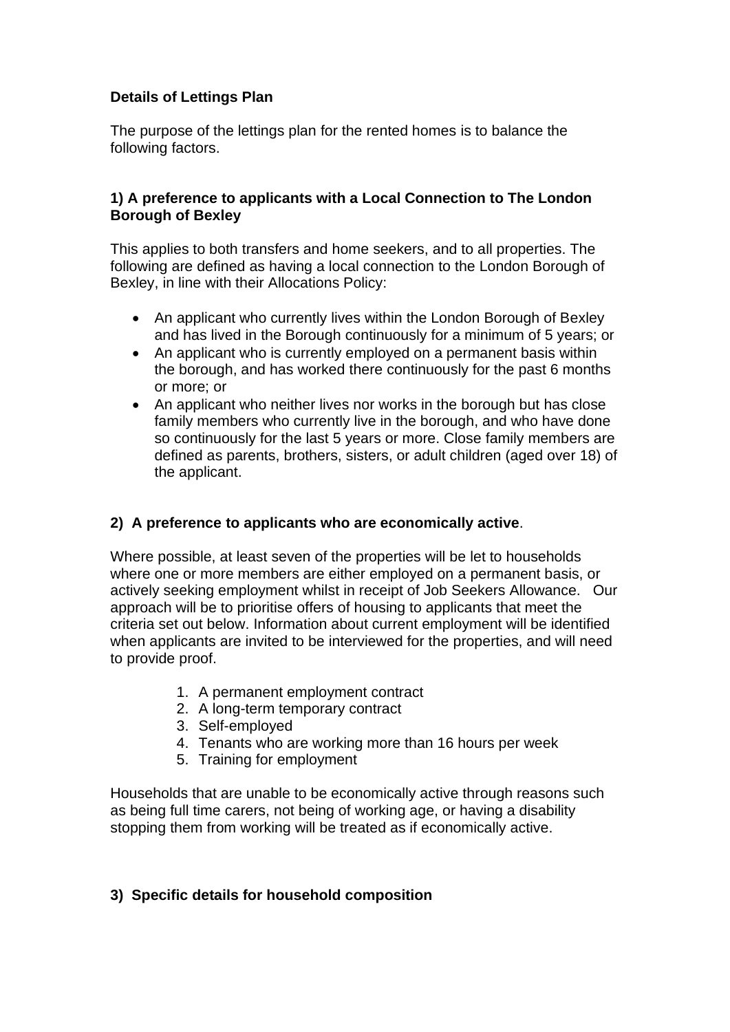**Details of Lettings Plan**

The purpose of the lettings plan for the rented homes is to balance the following factors.

**1) A preference to applicants with a Local Connection to The London Borough of Bexley**

This applies to both transfers and home seekers, and to all properties. The following are defined as having a local connection to the London Borough of Bexley, in line with their Allocations Policy:

- An applicant who currently lives within the London Borough of Bexley and has lived in the Borough continuously for a minimum of 5 years; or
- An applicant who is currently employed on a permanent basis within the borough, and has worked there continuously for the past 6 months or more; or
- An applicant who neither lives nor works in the borough but has close family members who currently live in the borough, and who have done so continuously for the last 5 years or more. Close family members are defined as parents, brothers, sisters, or adult children (aged over 18) of the applicant.

**2) A preference to applicants who are economically active**.

Where possible, at least seven of the properties will be let to households where one or more members are either employed on a permanent basis, or actively seeking employment whilst in receipt of Job Seekers Allowance. Our approach will be to prioritise offers of housing to applicants that meet the criteria set out below. Information about current employment will be identified when applicants are invited to be interviewed for the properties, and will need to provide proof.

1. A permanent employment contract
2. A long-term temporary contract
3. Self-employed
4. Tenants who are working more than 16 hours per week
5. Training for employment

Households that are unable to be economically active through reasons such as being full time carers, not being of working age, or having a disability stopping them from working will be treated as if economically active.

**3) Specific details for household composition**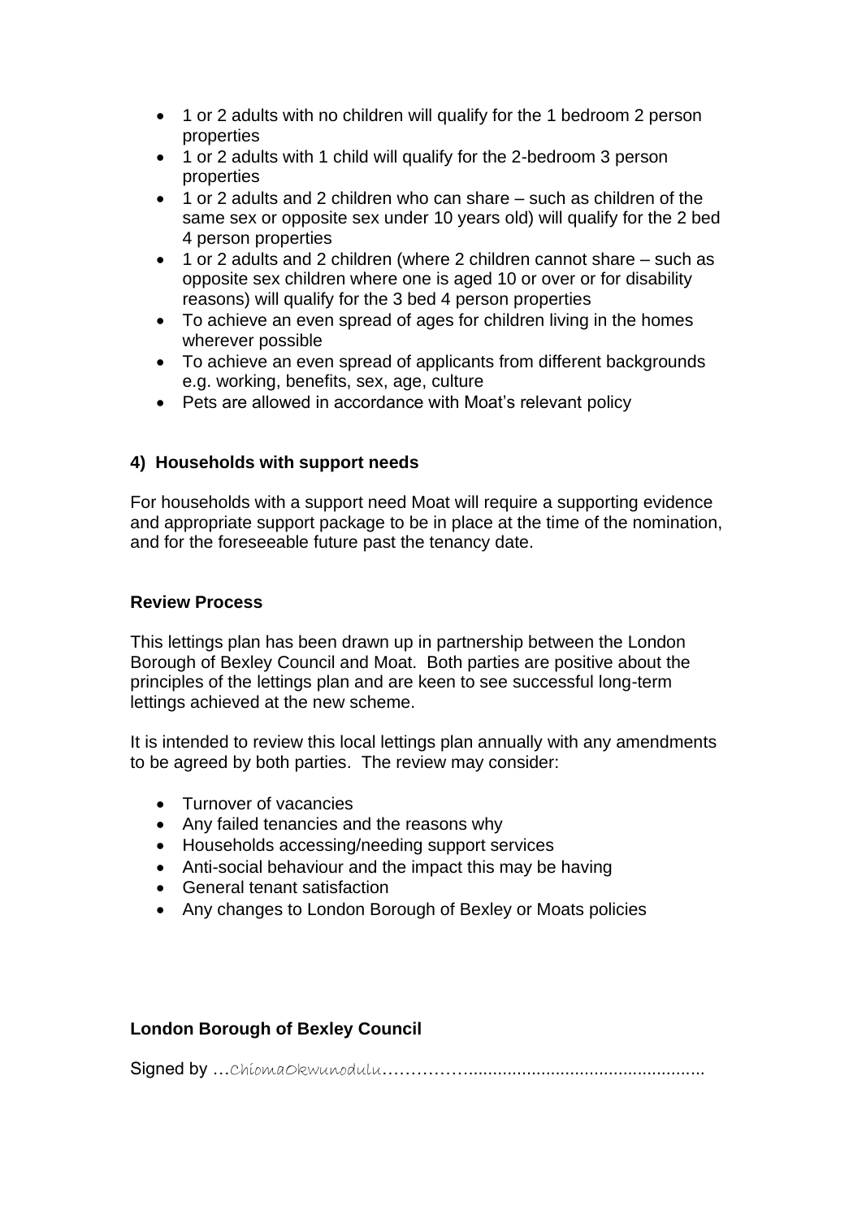- 1 or 2 adults with no children will qualify for the 1 bedroom 2 person properties
- 1 or 2 adults with 1 child will qualify for the 2-bedroom 3 person properties
- 1 or 2 adults and 2 children who can share – such as children of the same sex or opposite sex under 10 years old) will qualify for the 2 bed 4 person properties
- 1 or 2 adults and 2 children (where 2 children cannot share – such as opposite sex children where one is aged 10 or over or for disability reasons) will qualify for the 3 bed 4 person properties
- To achieve an even spread of ages for children living in the homes wherever possible
- To achieve an even spread of applicants from different backgrounds e.g. working, benefits, sex, age, culture
- Pets are allowed in accordance with Moat's relevant policy

**4) Households with support needs**

For households with a support need Moat will require a supporting evidence and appropriate support package to be in place at the time of the nomination, and for the foreseeable future past the tenancy date.

**Review Process**

This lettings plan has been drawn up in partnership between the London Borough of Bexley Council and Moat. Both parties are positive about the principles of the lettings plan and are keen to see successful long-term lettings achieved at the new scheme.

It is intended to review this local lettings plan annually with any amendments to be agreed by both parties. The review may consider:

- Turnover of vacancies
- Any failed tenancies and the reasons why
- Households accessing/needing support services
- Anti-social behaviour and the impact this may be having
- General tenant satisfaction
- Any changes to London Borough of Bexley or Moats policies

**London Borough of Bexley Council**

Signed by …ChiomaOkwunodulu……………..............................................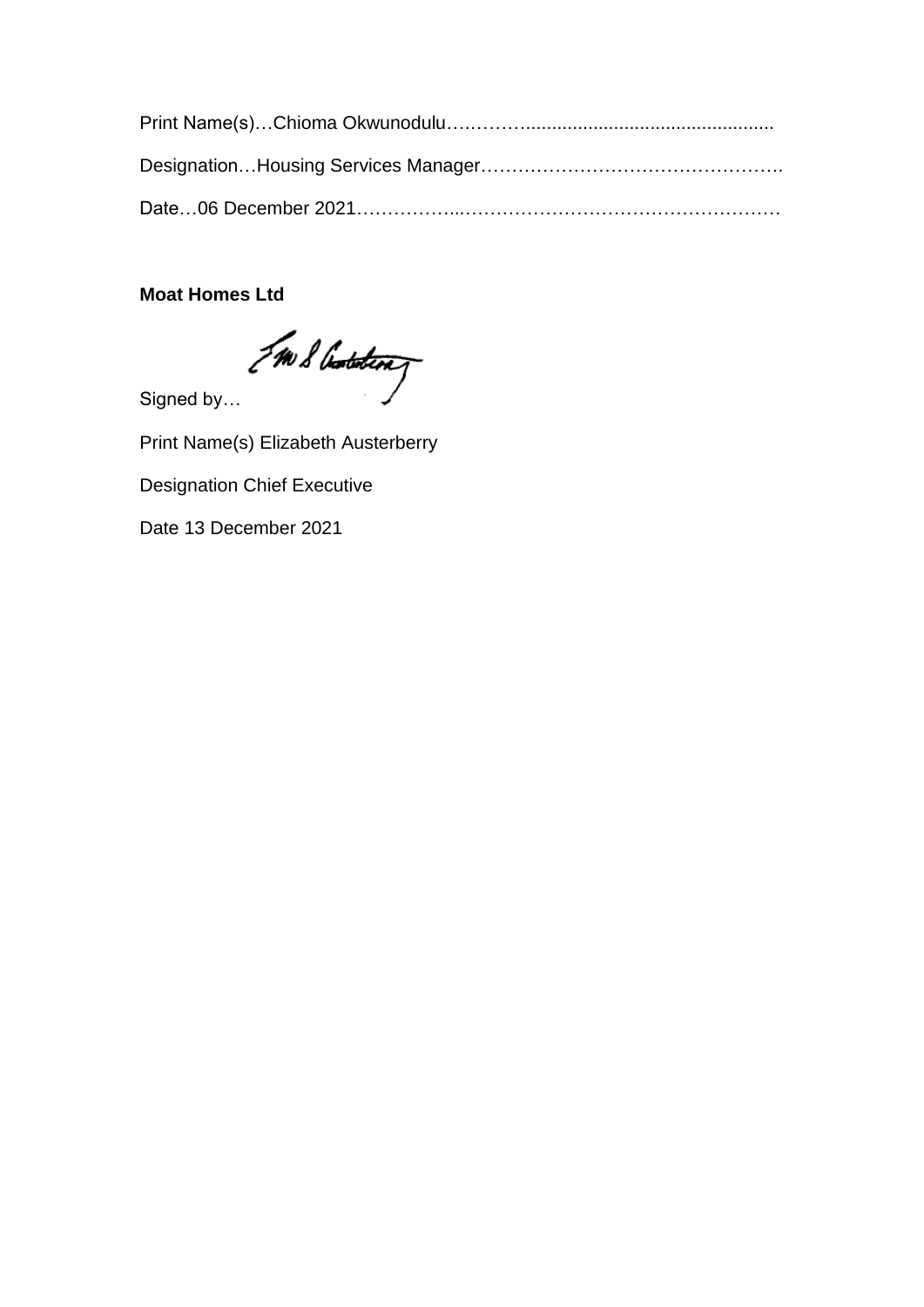Print Name(s)…Chioma Okwunodulu….……...............................................

Designation…Housing Services Manager………………………………………….

Date…06 December 2021……………...……………………………………………

**Moat Homes Ltd**

Signed by…

Print Name(s) Elizabeth Austerberry

Designation Chief Executive

Date 13 December 2021